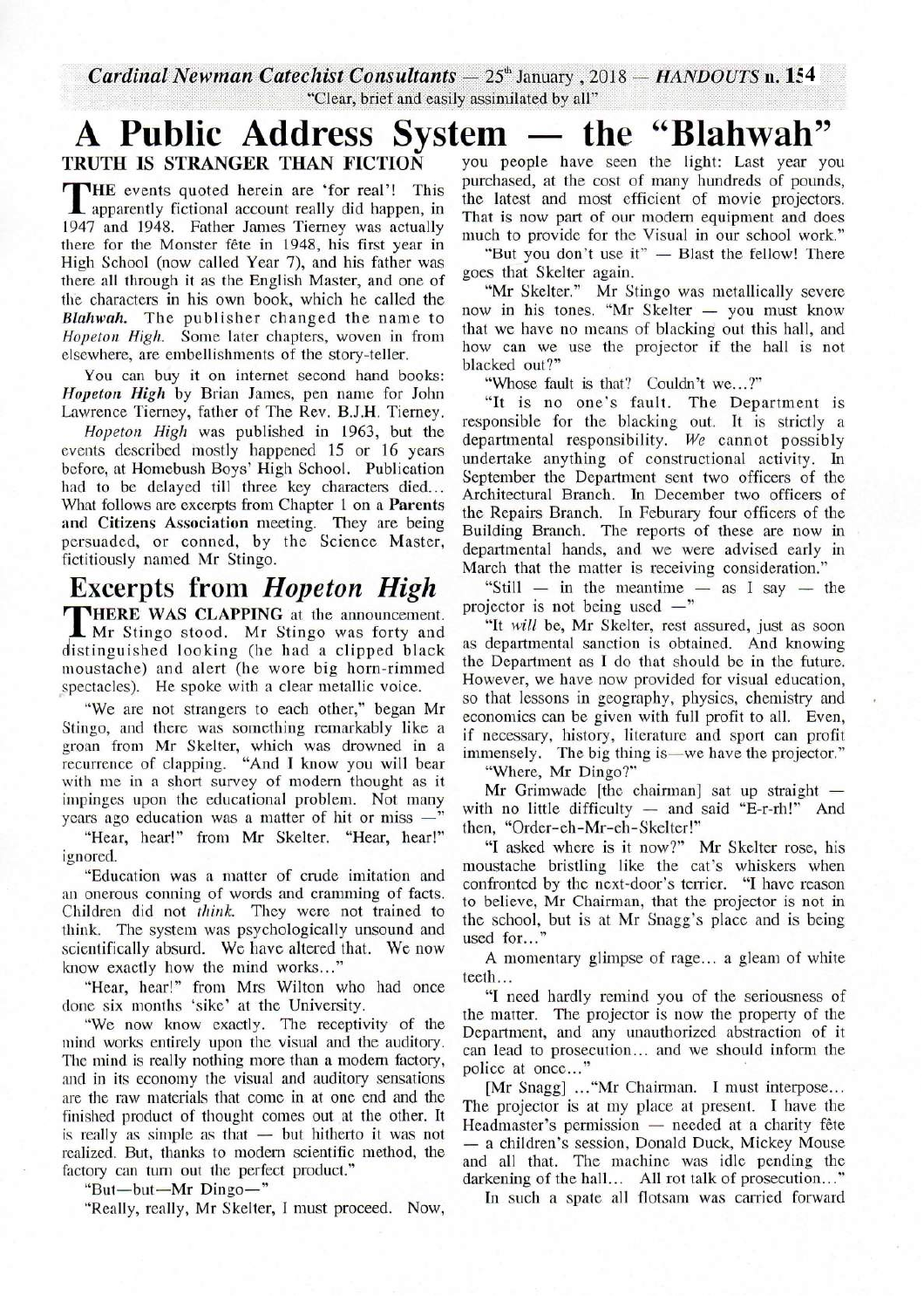Cardinal Newman Catechist Consultants — 25th January, 2018 — HANDOUTS n. 154

"Clear, brief and easily assimilated by all"

# A Public Address System — the "Blahwah"

## TRUTH IS STRANGER THAN FICTION

THE events quoted herein are 'for real'! This apparently fictional account really did happen, in 1947 and 1948. Father James Tierney was actually there for the Monster fête in 1948, his first year in High School (now called Year 7), and his father was there all through it as the English Master, and one of the characters in his own book, which he called the *Blahwah*. The publisher changed the name to *Hopeton High*. Some later chapters, woven in from elsewhere, are embellishments of the story-teller.

You can buy it on internet second hand books: *Hopeton High* by Brian James, pen name for John Lawrence Tierney, father of The Rev. B.J.H. Tierney.

*Hopeton High* was published in 1963, but the events described mostly happened 15 or 16 years before, at Homebush Boys' High School. Publication had to be delayed till three key characters died... What follows are excerpts from Chapter 1 on a **Parents and Citizens Association** meeting. They are being persuaded, or conned, by the Science Master, fictitiously named Mr Stingo.

## Excerpts from *Hopeton High*

**THERE WAS CLAPPING** at the announcement. Mr Stingo stood. Mr Stingo was forty and distinguished looking (he had a clipped black moustache) and alert (he wore big horn-rimmed spectacles). He spoke with a clear metallic voice.

"We are not strangers to each other," began Mr Stingo, and there was something remarkably like a groan from Mr Skelter, which was drowned in a recurrence of clapping. "And I know you will bear with me in a short survey of modern thought as it impinges upon the educational problem. Not many years ago education was a matter of hit or miss —"

"Hear, hear!" from Mr Skelter. "Hear, hear!" ignored.

"Education was a matter of crude imitation and an onerous conning of words and cramming of facts. Children did not *think*. They were not trained to think. The system was psychologically unsound and scientifically absurd. We have altered that. We now know exactly how the mind works..."

"Hear, hear!" from Mrs Wilton who had once done six months 'sike' at the University.

"We now know exactly. The receptivity of the mind works entirely upon the visual and the auditory. The mind is really nothing more than a modern factory, and in its economy the visual and auditory sensations are the raw materials that come in at one end and the finished product of thought comes out at the other. It is really as simple as that — but hitherto it was not realized. But, thanks to modern scientific method, the factory can turn out the perfect product."

"But—but—Mr Dingo—"

"Really, really, Mr Skelter, I must proceed. Now, you people have seen the light: Last year you purchased, at the cost of many hundreds of pounds, the latest and most efficient of movie projectors. That is now part of our modern equipment and does much to provide for the Visual in our school work."

"But you don't use it" — Blast the fellow! There goes that Skelter again.

"Mr Skelter." Mr Stingo was metallically severe now in his tones. "Mr Skelter — you must know that we have no means of blacking out this hall, and how can we use the projector if the hall is not blacked out?"

"Whose fault is that? Couldn't we...?"

"It is no one's fault. The Department is responsible for the blacking out. It is strictly a departmental responsibility. *We* cannot possibly undertake anything of constructional activity. In September the Department sent two officers of the Architectural Branch. In December two officers of the Repairs Branch. In Feburary four officers of the Building Branch. The reports of these are now in departmental hands, and we were advised early in March that the matter is receiving consideration."

"Still — in the meantime — as I say — the projector is not being used —"

"It *will* be, Mr Skelter, rest assured, just as soon as departmental sanction is obtained. And knowing the Department as I do that should be in the future. However, we have now provided for visual education, so that lessons in geography, physics, chemistry and economics can be given with full profit to all. Even, if necessary, history, literature and sport can profit immensely. The big thing is—we have the projector."

"Where, Mr Dingo?"

Mr Grimwade [the chairman] sat up straight — with no little difficulty — and said "E-r-rh!" And then, "Order-eh-Mr-eh-Skelter!"

"I asked where is it now?" Mr Skelter rose, his moustache bristling like the cat's whiskers when confronted by the next-door's terrier. "I have reason to believe, Mr Chairman, that the projector is not in the school, but is at Mr Snagg's place and is being used for..."

A momentary glimpse of rage... a gleam of white teeth...

"I need hardly remind you of the seriousness of the matter. The projector is now the property of the Department, and any unauthorized abstraction of it can lead to prosecution... and we should inform the police at once..."

[Mr Snagg] ..."Mr Chairman. I must interpose... The projector is at my place at present. I have the Headmaster's permission — needed at a charity fête — a children's session, Donald Duck, Mickey Mouse and all that. The machine was idle pending the darkening of the hall... All rot talk of prosecution..."

In such a spate all flotsam was carried forward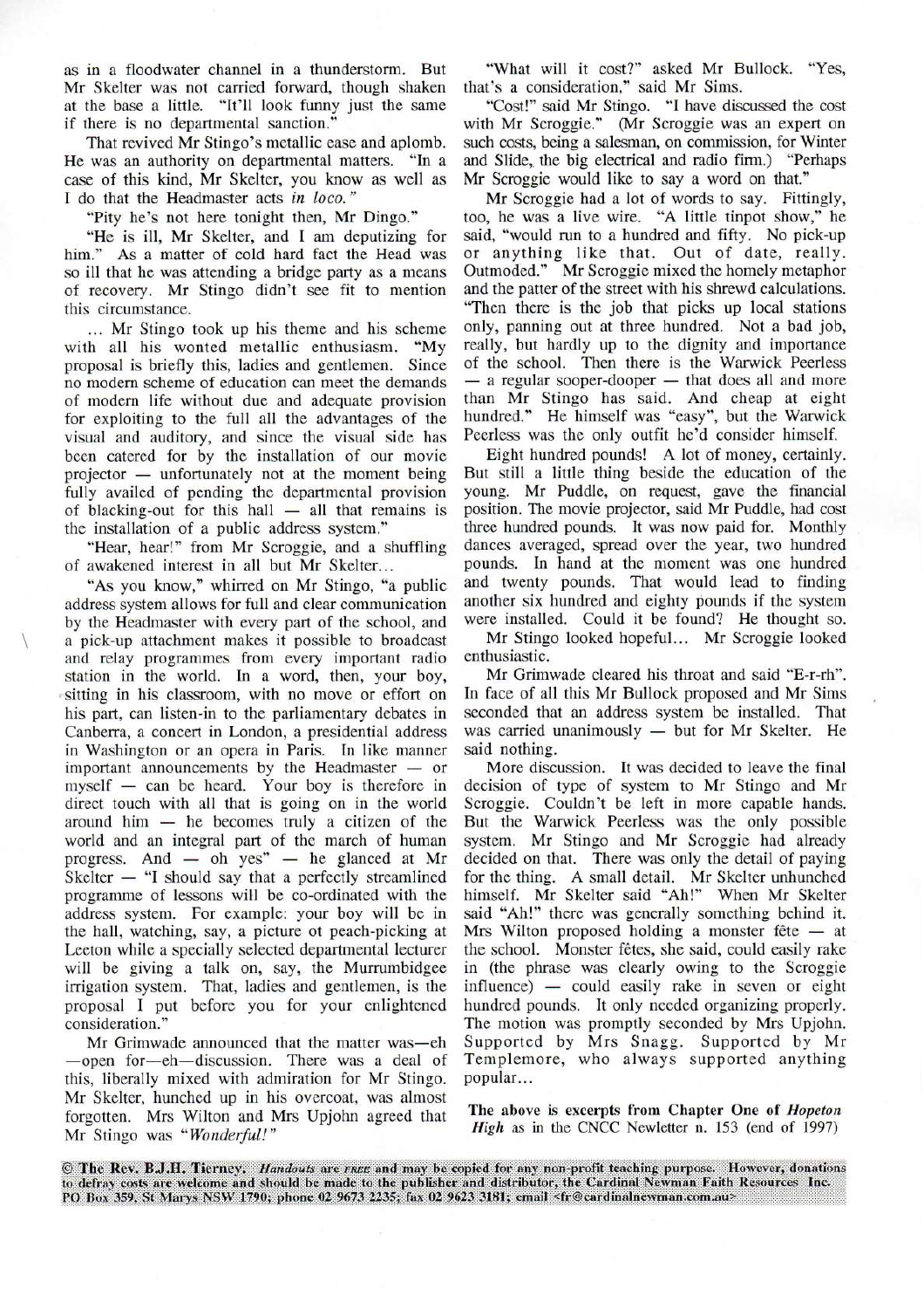as in a floodwater channel in a thunderstorm. But Mr Skelter was not carried forward, though shaken at the base a little. "It'll look funny just the same if there is no departmental sanction."

That revived Mr Stingo's metallic ease and aplomb. He was an authority on departmental matters. "In a case of this kind, Mr Skelter, you know as well as I do that the Headmaster acts *in loco.*"

"Pity he's not here tonight then, Mr Dingo."

"He is ill, Mr Skelter, and I am deputizing for him." As a matter of cold hard fact the Head was so ill that he was attending a bridge party as a means of recovery. Mr Stingo didn't see fit to mention this circumstance.

... Mr Stingo took up his theme and his scheme with all his wonted metallic enthusiasm. "My proposal is briefly this, ladies and gentlemen. Since no modern scheme of education can meet the demands of modern life without due and adequate provision for exploiting to the full all the advantages of the visual and auditory, and since the visual side has been catered for by the installation of our movie projector — unfortunately not at the moment being fully availed of pending the departmental provision of blacking-out for this hall — all that remains is the installation of a public address system."

"Hear, hear!" from Mr Scroggie, and a shuffling of awakened interest in all but Mr Skelter...

"As you know," whirred on Mr Stingo, "a public address system allows for full and clear communication by the Headmaster with every part of the school, and a pick-up attachment makes it possible to broadcast and relay programmes from every important radio station in the world. In a word, then, your boy, sitting in his classroom, with no move or effort on his part, can listen-in to the parliamentary debates in Canberra, a concert in London, a presidential address in Washington or an opera in Paris. In like manner important announcements by the Headmaster — or myself — can be heard. Your boy is therefore in direct touch with all that is going on in the world around him — he becomes truly a citizen of the world and an integral part of the march of human progress. And — oh yes" — he glanced at Mr Skelter — "I should say that a perfectly streamlined programme of lessons will be co-ordinated with the address system. For example: your boy will be in the hall, watching, say, a picture ot peach-picking at Leeton while a specially selected departmental lecturer will be giving a talk on, say, the Murrumbidgee irrigation system. That, ladies and gentlemen, is the proposal I put before you for your enlightened consideration."

Mr Grimwade announced that the matter was—eh —open for—eh—discussion. There was a deal of this, liberally mixed with admiration for Mr Stingo. Mr Skelter, hunched up in his overcoat, was almost forgotten. Mrs Wilton and Mrs Upjohn agreed that Mr Stingo was "*Wonderful!*"

"What will it cost?" asked Mr Bullock. "Yes, that's a consideration," said Mr Sims.

"Cost!" said Mr Stingo. "I have discussed the cost with Mr Scroggie." (Mr Scroggie was an expert on such costs, being a salesman, on commission, for Winter and Slide, the big electrical and radio firm.) "Perhaps Mr Scroggie would like to say a word on that."

Mr Scroggie had a lot of words to say. Fittingly, too, he was a live wire. "A little tinpot show," he said, "would run to a hundred and fifty. No pick-up or anything like that. Out of date, really. Outmoded." Mr Scroggie mixed the homely metaphor and the patter of the street with his shrewd calculations. "Then there is the job that picks up local stations only, panning out at three hundred. Not a bad job, really, but hardly up to the dignity and importance of the school. Then there is the Warwick Peerless — a regular sooper-dooper — that does all and more than Mr Stingo has said. And cheap at eight hundred." He himself was "easy", but the Warwick Peerless was the only outfit he'd consider himself.

Eight hundred pounds! A lot of money, certainly. But still a little thing beside the education of the young. Mr Puddle, on request, gave the financial position. The movie projector, said Mr Puddle, had cost three hundred pounds. It was now paid for. Monthly dances averaged, spread over the year, two hundred pounds. In hand at the moment was one hundred and twenty pounds. That would lead to finding another six hundred and eighty pounds if the system were installed. Could it be found? He thought so.

Mr Stingo looked hopeful... Mr Scroggie looked enthusiastic.

Mr Grimwade cleared his throat and said "E-r-rh". In face of all this Mr Bullock proposed and Mr Sims seconded that an address system be installed. That was carried unanimously — but for Mr Skelter. He said nothing.

More discussion. It was decided to leave the final decision of type of system to Mr Stingo and Mr Scroggie. Couldn't be left in more capable hands. But the Warwick Peerless was the only possible system. Mr Stingo and Mr Scroggie had already decided on that. There was only the detail of paying for the thing. A small detail. Mr Skelter unhunched himself. Mr Skelter said "Ah!" When Mr Skelter said "Ah!" there was generally something behind it. Mrs Wilton proposed holding a monster fête — at the school. Monster fêtes, she said, could easily rake in (the phrase was clearly owing to the Scroggie influence) — could easily rake in seven or eight hundred pounds. It only needed organizing properly. The motion was promptly seconded by Mrs Upjohn. Supported by Mrs Snagg. Supported by Mr Templemore, who always supported anything popular...

**The above is excerpts from Chapter One of *Hopeton High* as in the CNCC Newletter n. 153 (end of 1997)**

© The Rev. B.J.H. Tierney. *Handouts are FREE and may be copied for any non-profit teaching purpose.* However, donations to defray costs are welcome and should be made to the publisher and distributor, the Cardinal Newman Faith Resources Inc. PO Box 359, St Marys NSW 1790; phone 02 9673 2235; fax 02 9623 3181; email <fr@cardinalnewman.com.au>